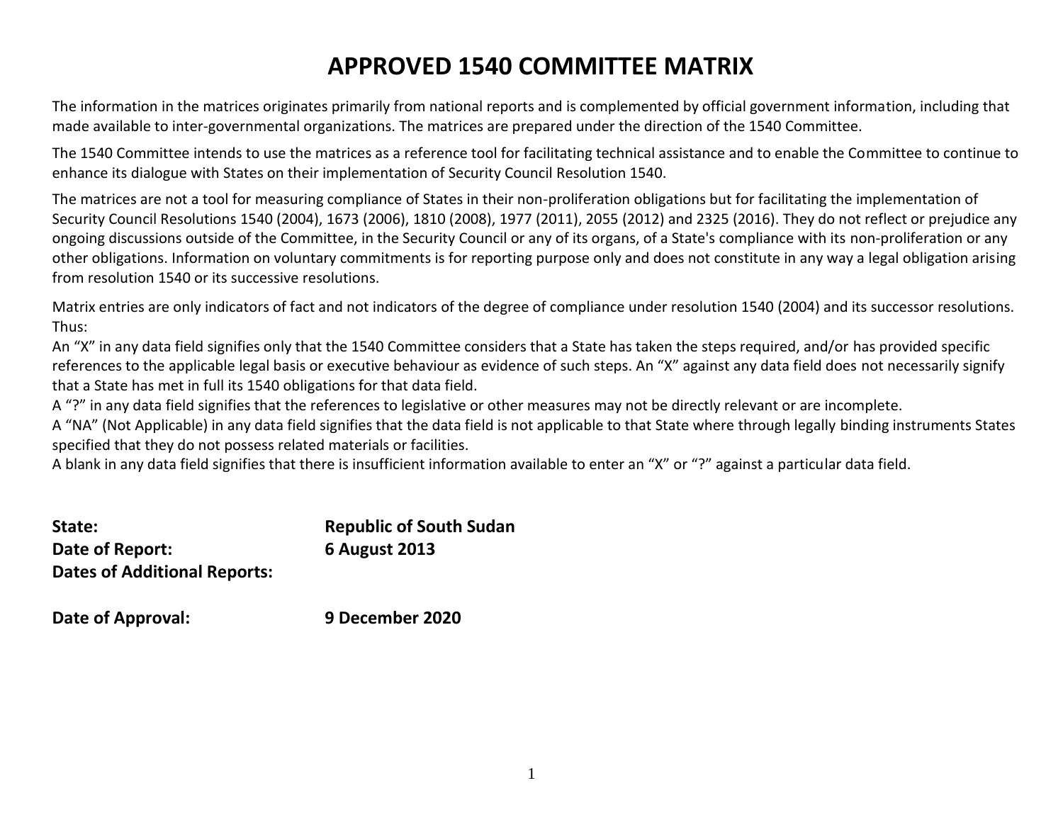# APPROVED 1540 COMMITTEE MATRIX

The information in the matrices originates primarily from national reports and is complemented by official government information, including that made available to inter-governmental organizations. The matrices are prepared under the direction of the 1540 Committee.

The 1540 Committee intends to use the matrices as a reference tool for facilitating technical assistance and to enable the Committee to continue to enhance its dialogue with States on their implementation of Security Council Resolution 1540.

The matrices are not a tool for measuring compliance of States in their non-proliferation obligations but for facilitating the implementation of Security Council Resolutions 1540 (2004), 1673 (2006), 1810 (2008), 1977 (2011), 2055 (2012) and 2325 (2016). They do not reflect or prejudice any ongoing discussions outside of the Committee, in the Security Council or any of its organs, of a State's compliance with its non-proliferation or any other obligations. Information on voluntary commitments is for reporting purpose only and does not constitute in any way a legal obligation arising from resolution 1540 or its successive resolutions.

Matrix entries are only indicators of fact and not indicators of the degree of compliance under resolution 1540 (2004) and its successor resolutions. Thus:
An "X" in any data field signifies only that the 1540 Committee considers that a State has taken the steps required, and/or has provided specific references to the applicable legal basis or executive behaviour as evidence of such steps. An "X" against any data field does not necessarily signify that a State has met in full its 1540 obligations for that data field.
A "?" in any data field signifies that the references to legislative or other measures may not be directly relevant or are incomplete.
A "NA" (Not Applicable) in any data field signifies that the data field is not applicable to that State where through legally binding instruments States specified that they do not possess related materials or facilities.
A blank in any data field signifies that there is insufficient information available to enter an "X" or "?" against a particular data field.

**State:** **Republic of South Sudan**
**Date of Report:** **6 August 2013**
**Dates of Additional Reports:**

**Date of Approval:** **9 December 2020**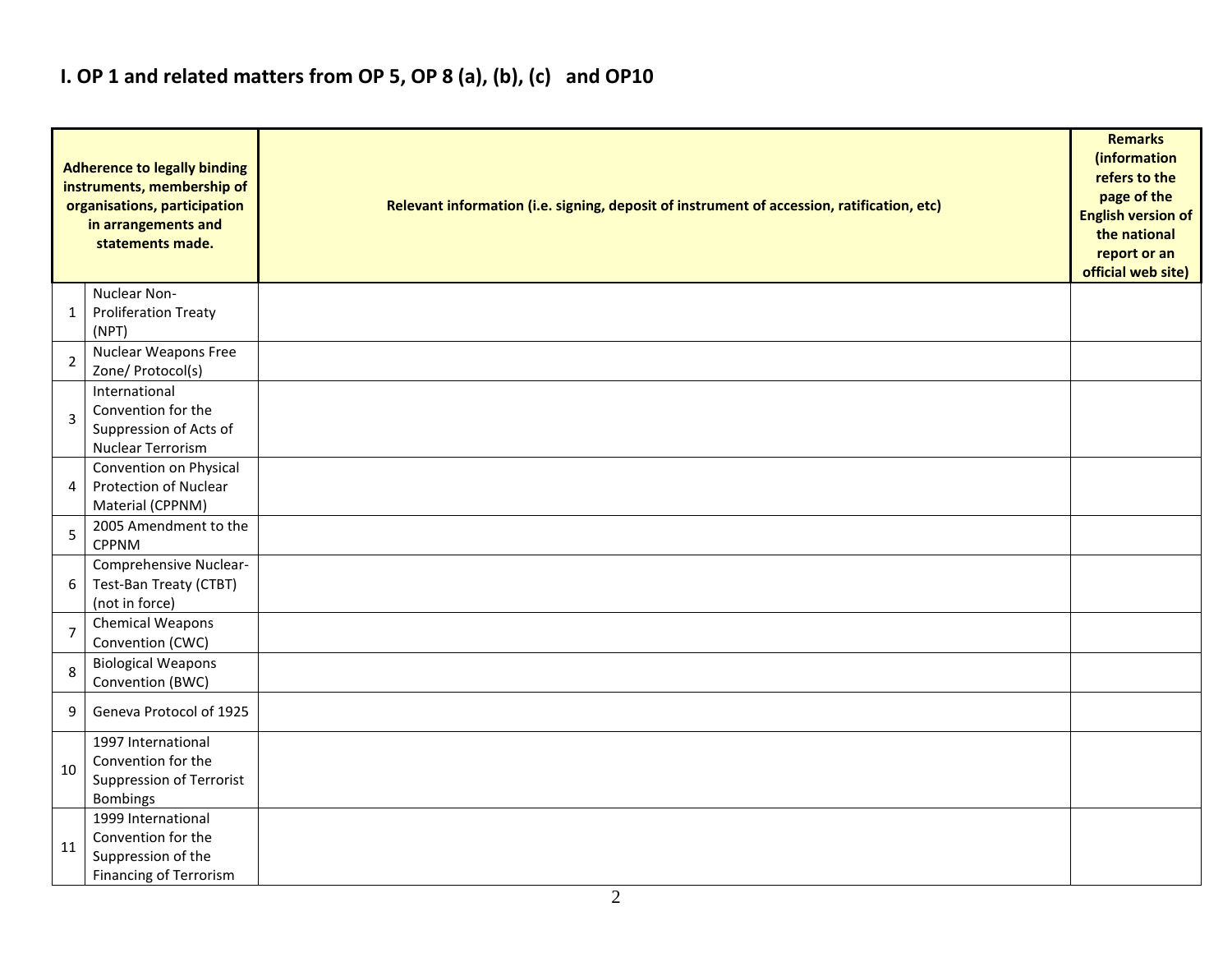# I. OP 1 and related matters from OP 5, OP 8 (a), (b), (c) and OP10

| | Adherence to legally binding instruments, membership of organisations, participation in arrangements and statements made. | Relevant information (i.e. signing, deposit of instrument of accession, ratification, etc) | Remarks (information refers to the page of the English version of the national report or an official web site) |
|---|---|---|---|
| 1 | Nuclear Non-Proliferation Treaty (NPT) | | |
| 2 | Nuclear Weapons Free Zone/ Protocol(s) | | |
| 3 | International Convention for the Suppression of Acts of Nuclear Terrorism | | |
| 4 | Convention on Physical Protection of Nuclear Material (CPPNM) | | |
| 5 | 2005 Amendment to the CPPNM | | |
| 6 | Comprehensive Nuclear-Test-Ban Treaty (CTBT) (not in force) | | |
| 7 | Chemical Weapons Convention (CWC) | | |
| 8 | Biological Weapons Convention (BWC) | | |
| 9 | Geneva Protocol of 1925 | | |
| 10 | 1997 International Convention for the Suppression of Terrorist Bombings | | |
| 11 | 1999 International Convention for the Suppression of the Financing of Terrorism | | |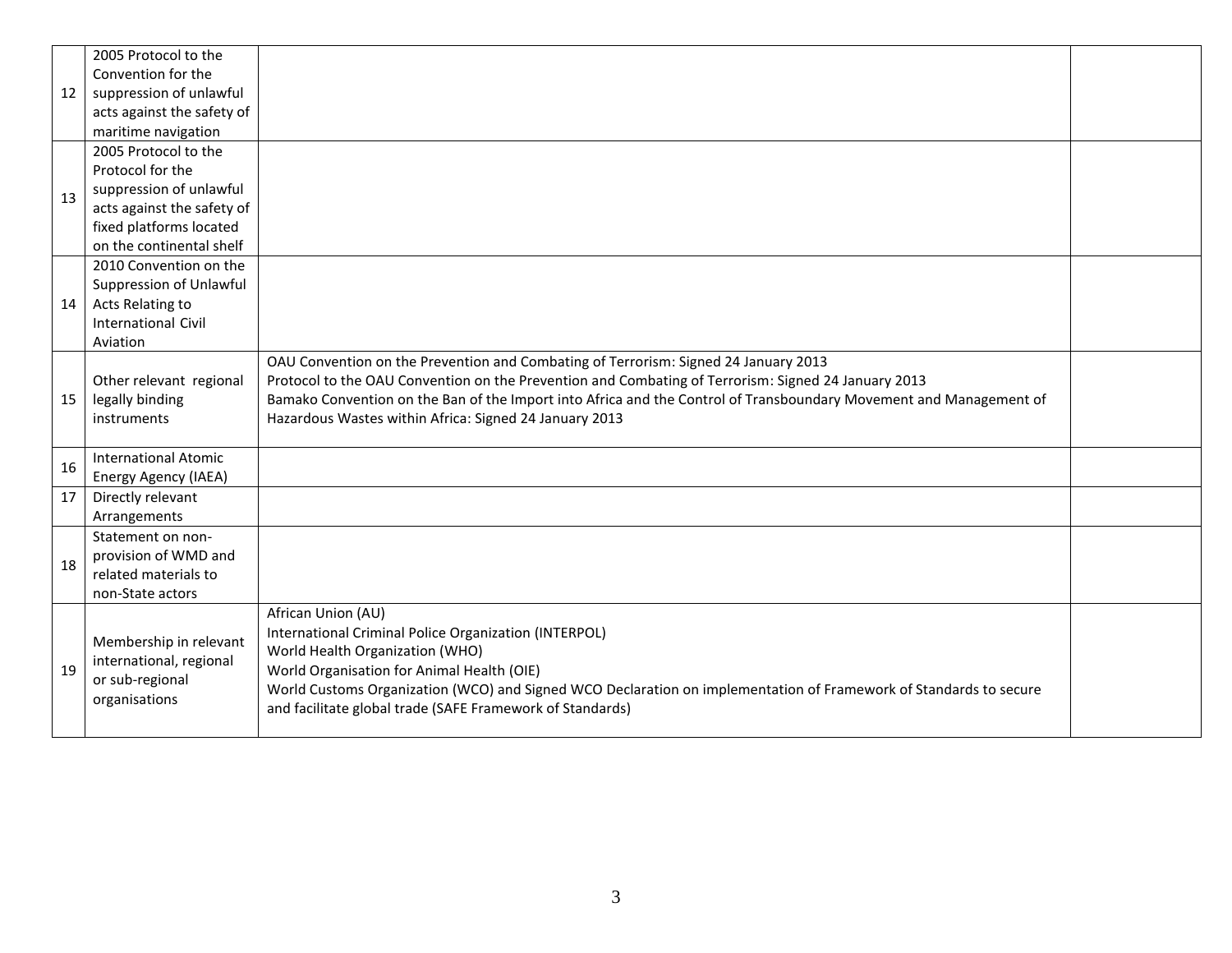| | | | |
|---|---|---|---|
| 12 | 2005 Protocol to the Convention for the suppression of unlawful acts against the safety of maritime navigation | | |
| 13 | 2005 Protocol to the Protocol for the suppression of unlawful acts against the safety of fixed platforms located on the continental shelf | | |
| 14 | 2010 Convention on the Suppression of Unlawful Acts Relating to International Civil Aviation | | |
| 15 | Other relevant regional legally binding instruments | OAU Convention on the Prevention and Combating of Terrorism: Signed 24 January 2013<br>Protocol to the OAU Convention on the Prevention and Combating of Terrorism: Signed 24 January 2013<br>Bamako Convention on the Ban of the Import into Africa and the Control of Transboundary Movement and Management of Hazardous Wastes within Africa: Signed 24 January 2013 | |
| 16 | International Atomic Energy Agency (IAEA) | | |
| 17 | Directly relevant Arrangements | | |
| 18 | Statement on non-provision of WMD and related materials to non-State actors | | |
| 19 | Membership in relevant international, regional or sub-regional organisations | African Union (AU)<br>International Criminal Police Organization (INTERPOL)<br>World Health Organization (WHO)<br>World Organisation for Animal Health (OIE)<br>World Customs Organization (WCO) and Signed WCO Declaration on implementation of Framework of Standards to secure and facilitate global trade (SAFE Framework of Standards) | |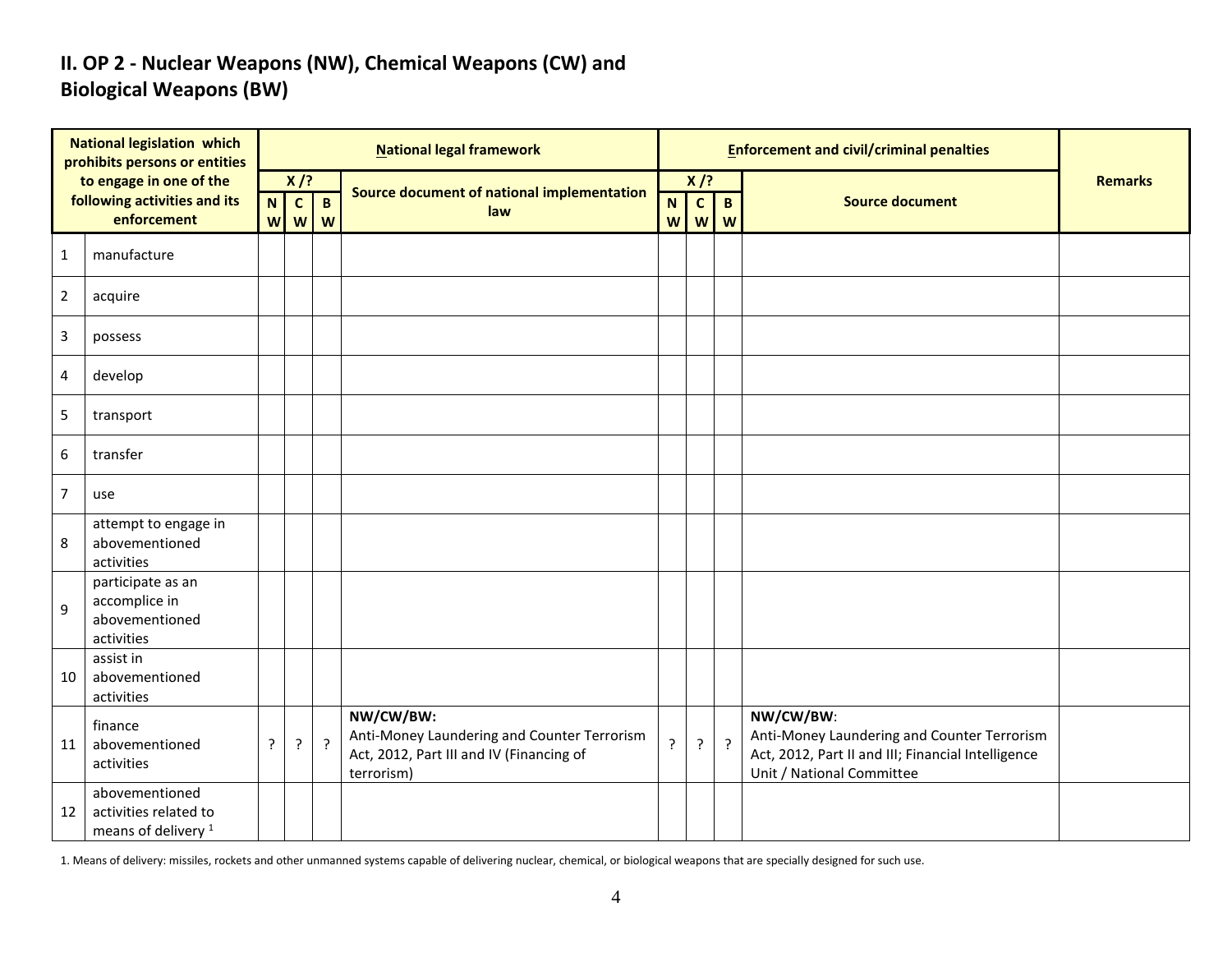## II. OP 2 - Nuclear Weapons (NW), Chemical Weapons (CW) and Biological Weapons (BW)

| National legislation which prohibits persons or entities to engage in one of the following activities and its enforcement | | National legal framework | | | | Enforcement and civil/criminal penalties | | | | Remarks |
|---|---|---|---|---|---|---|---|---|---|---|
| | | X /? | | | Source document of national implementation law | X /? | | | Source document | |
| | | NW | CW | BW | | NW | CW | BW | | |
| 1 | manufacture | | | | | | | | | |
| 2 | acquire | | | | | | | | | |
| 3 | possess | | | | | | | | | |
| 4 | develop | | | | | | | | | |
| 5 | transport | | | | | | | | | |
| 6 | transfer | | | | | | | | | |
| 7 | use | | | | | | | | | |
| 8 | attempt to engage in abovementioned activities | | | | | | | | | |
| 9 | participate as an accomplice in abovementioned activities | | | | | | | | | |
| 10 | assist in abovementioned activities | | | | | | | | | |
| 11 | finance abovementioned activities | ? | ? | ? | **NW/CW/BW:** Anti-Money Laundering and Counter Terrorism Act, 2012, Part III and IV (Financing of terrorism) | ? | ? | ? | **NW/CW/BW**: Anti-Money Laundering and Counter Terrorism Act, 2012, Part II and III; Financial Intelligence Unit / National Committee | |
| 12 | abovementioned activities related to means of delivery [1] | | | | | | | | | |

1. Means of delivery: missiles, rockets and other unmanned systems capable of delivering nuclear, chemical, or biological weapons that are specially designed for such use.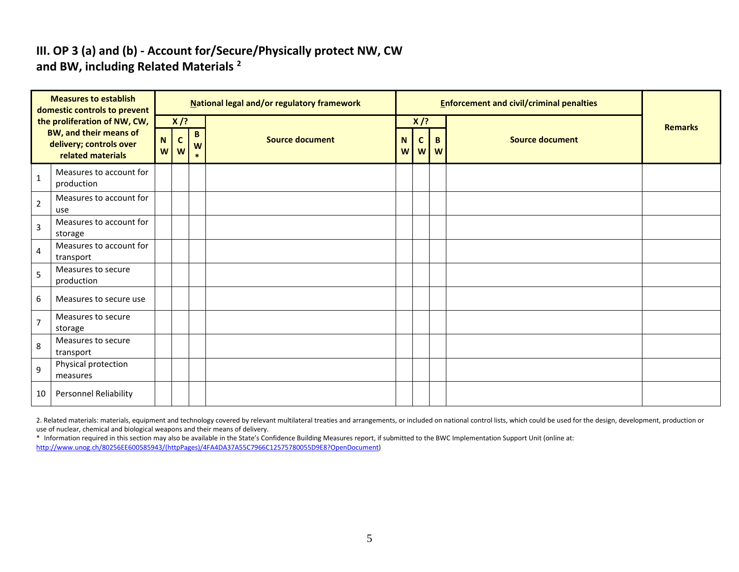## III. OP 3 (a) and (b) - Account for/Secure/Physically protect NW, CW and BW, including Related Materials [2]

| Measures to establish domestic controls to prevent the proliferation of NW, CW, BW, and their means of delivery; controls over related materials | | National legal and/or regulatory framework | | | | Enforcement and civil/criminal penalties | | | | Remarks |
|---|---|---|---|---|---|---|---|---|---|---|
| | | X /? | | | Source document | X /? | | | Source document | |
| | | NW | CW | BW* | | NW | CW | BW | | |
| 1 | Measures to account for production | | | | | | | | | |
| 2 | Measures to account for use | | | | | | | | | |
| 3 | Measures to account for storage | | | | | | | | | |
| 4 | Measures to account for transport | | | | | | | | | |
| 5 | Measures to secure production | | | | | | | | | |
| 6 | Measures to secure use | | | | | | | | | |
| 7 | Measures to secure storage | | | | | | | | | |
| 8 | Measures to secure transport | | | | | | | | | |
| 9 | Physical protection measures | | | | | | | | | |
| 10 | Personnel Reliability | | | | | | | | | |

2. Related materials: materials, equipment and technology covered by relevant multilateral treaties and arrangements, or included on national control lists, which could be used for the design, development, production or use of nuclear, chemical and biological weapons and their means of delivery.

* Information required in this section may also be available in the State's Confidence Building Measures report, if submitted to the BWC Implementation Support Unit (online at: http://www.unog.ch/80256EE600585943/(httpPages)/4FA4DA37A55C7966C12575780055D9E8?OpenDocument)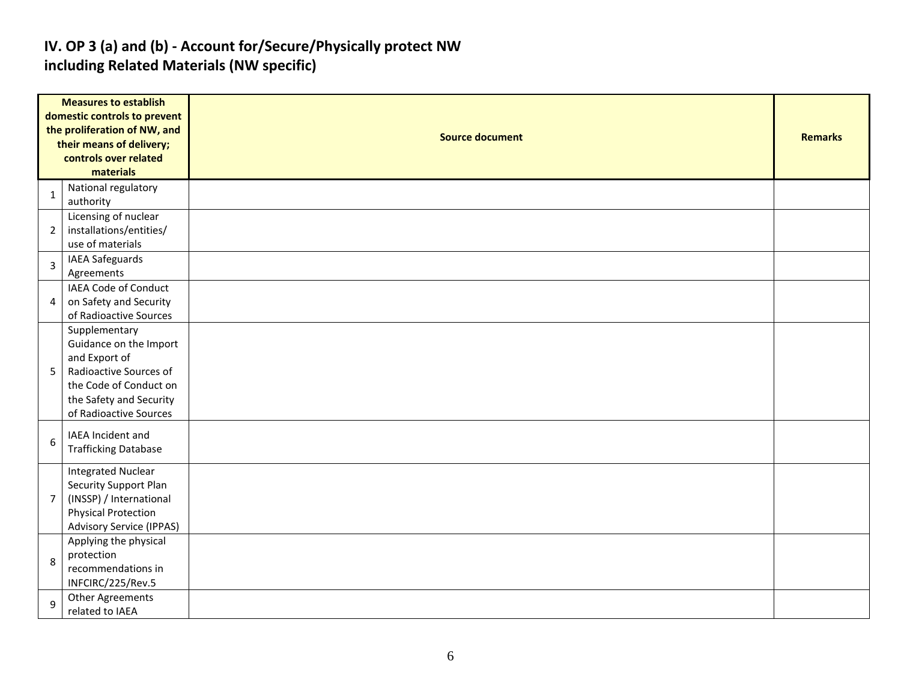## IV. OP 3 (a) and (b) - Account for/Secure/Physically protect NW including Related Materials (NW specific)

| Measures to establish domestic controls to prevent the proliferation of NW, and their means of delivery; controls over related materials | | Source document | Remarks |
|---|---|---|---|
| 1 | National regulatory authority | | |
| 2 | Licensing of nuclear installations/entities/ use of materials | | |
| 3 | IAEA Safeguards Agreements | | |
| 4 | IAEA Code of Conduct on Safety and Security of Radioactive Sources | | |
| 5 | Supplementary Guidance on the Import and Export of Radioactive Sources of the Code of Conduct on the Safety and Security of Radioactive Sources | | |
| 6 | IAEA Incident and Trafficking Database | | |
| 7 | Integrated Nuclear Security Support Plan (INSSP) / International Physical Protection Advisory Service (IPPAS) | | |
| 8 | Applying the physical protection recommendations in INFCIRC/225/Rev.5 | | |
| 9 | Other Agreements related to IAEA | | |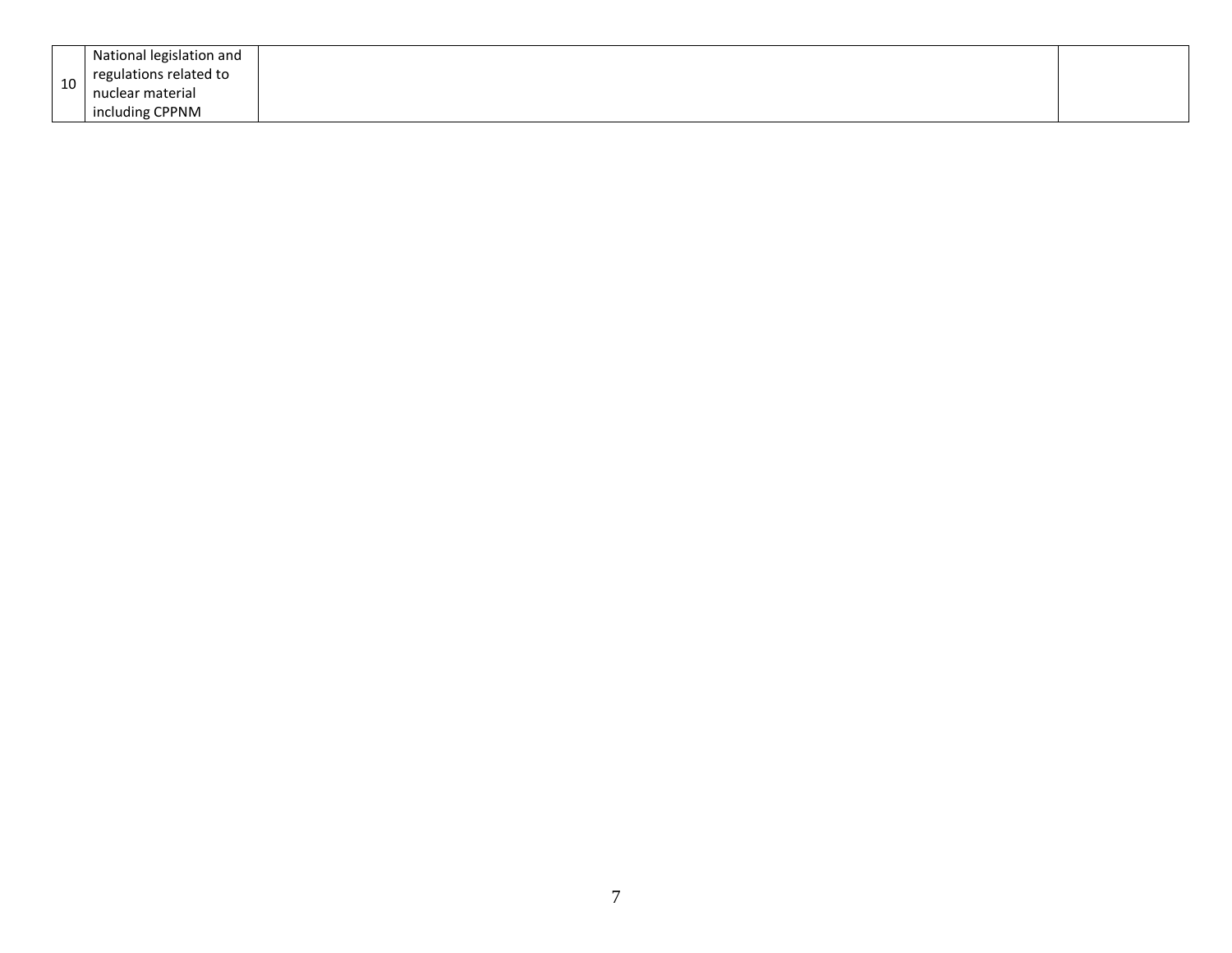| | | | |
|---|---|---|---|
| 10 | National legislation and regulations related to nuclear material including CPPNM | | |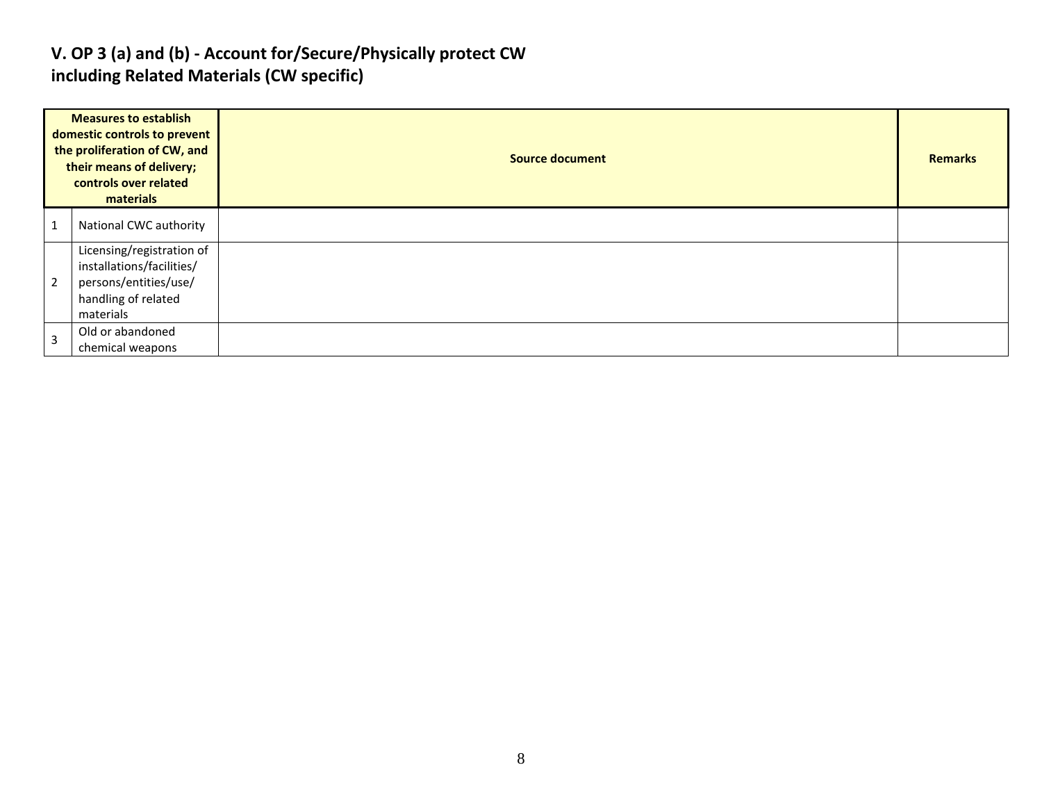## V. OP 3 (a) and (b) - Account for/Secure/Physically protect CW including Related Materials (CW specific)

| Measures to establish domestic controls to prevent the proliferation of CW, and their means of delivery; controls over related materials | | Source document | Remarks |
|---|---|---|---|
| 1 | National CWC authority | | |
| 2 | Licensing/registration of installations/facilities/ persons/entities/use/ handling of related materials | | |
| 3 | Old or abandoned chemical weapons | | |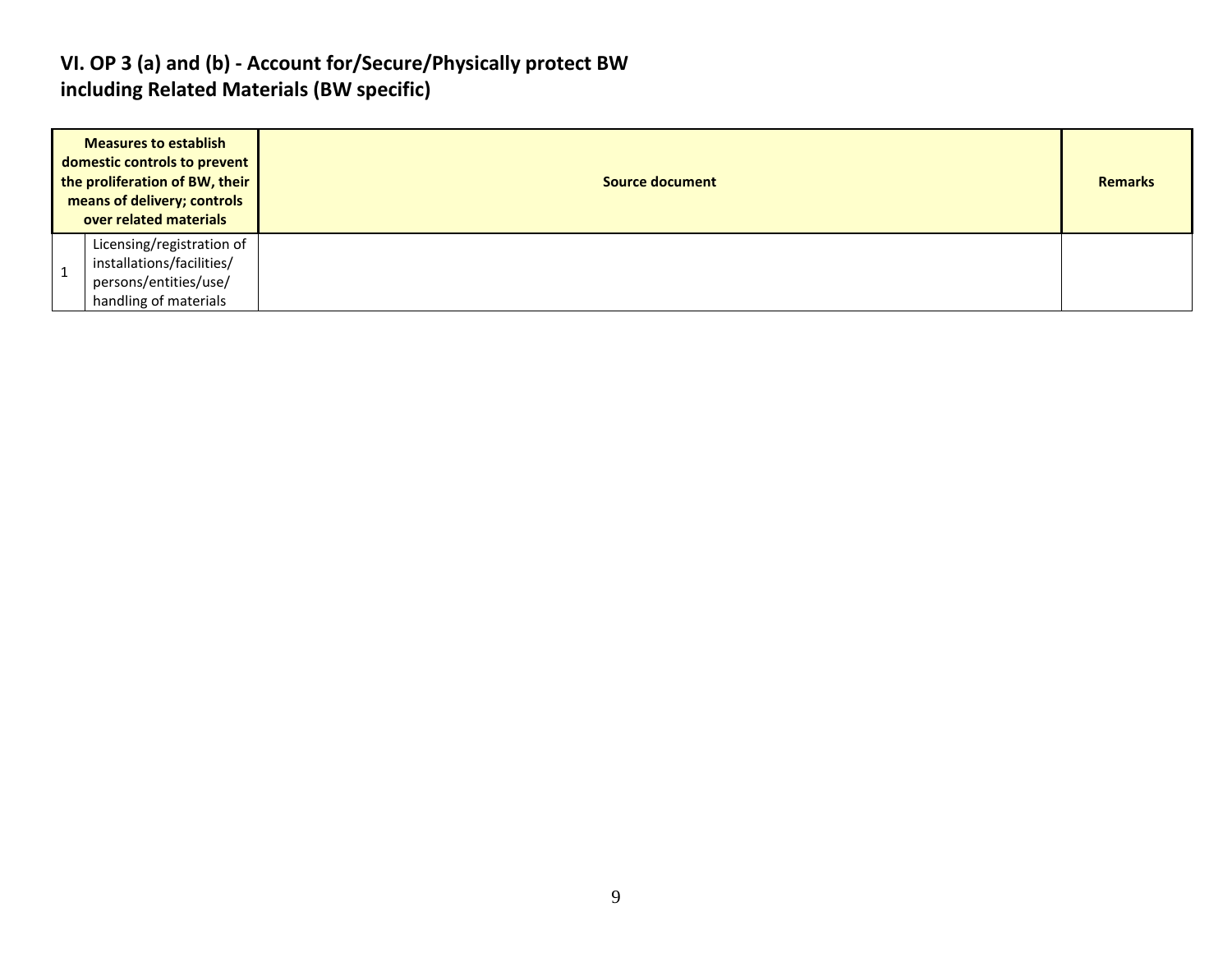## VI. OP 3 (a) and (b) - Account for/Secure/Physically protect BW including Related Materials (BW specific)

| Measures to establish domestic controls to prevent the proliferation of BW, their means of delivery; controls over related materials | | Source document | Remarks |
|---|---|---|---|
| 1 | Licensing/registration of installations/facilities/ persons/entities/use/ handling of materials | | |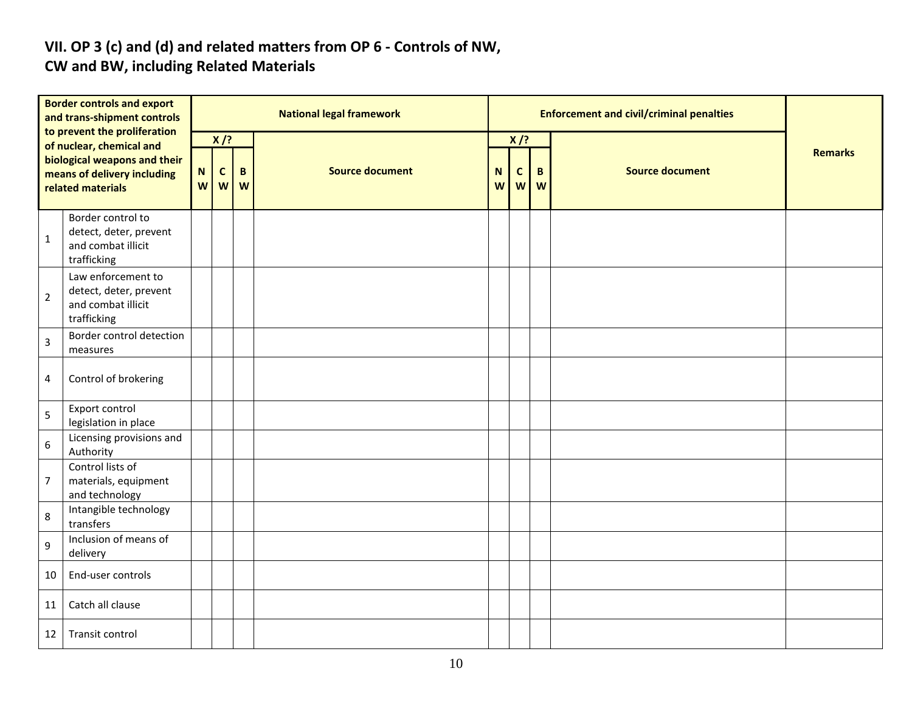## VII. OP 3 (c) and (d) and related matters from OP 6 - Controls of NW, CW and BW, including Related Materials

| | Border controls and export and trans-shipment controls to prevent the proliferation of nuclear, chemical and biological weapons and their means of delivery including related materials | National legal framework | | | | Enforcement and civil/criminal penalties | | | | Remarks |
|---|---|---|---|---|---|---|---|---|---|---|
| | | X /? | | | Source document | X /? | | | Source document | |
| | | NW | CW | BW | | NW | CW | BW | | |
| 1 | Border control to detect, deter, prevent and combat illicit trafficking | | | | | | | | | |
| 2 | Law enforcement to detect, deter, prevent and combat illicit trafficking | | | | | | | | | |
| 3 | Border control detection measures | | | | | | | | | |
| 4 | Control of brokering | | | | | | | | | |
| 5 | Export control legislation in place | | | | | | | | | |
| 6 | Licensing provisions and Authority | | | | | | | | | |
| 7 | Control lists of materials, equipment and technology | | | | | | | | | |
| 8 | Intangible technology transfers | | | | | | | | | |
| 9 | Inclusion of means of delivery | | | | | | | | | |
| 10 | End-user controls | | | | | | | | | |
| 11 | Catch all clause | | | | | | | | | |
| 12 | Transit control | | | | | | | | | |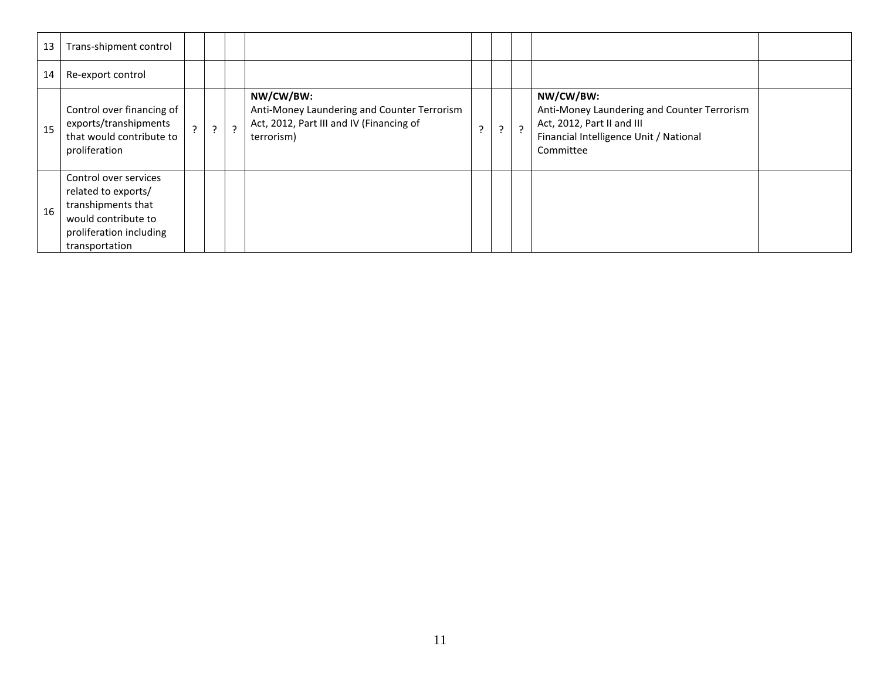| 13 | Trans-shipment control | | | | | | | | | |
|---|---|---|---|---|---|---|---|---|---|---|
| 14 | Re-export control | | | | | | | | | |
| 15 | Control over financing of exports/transhipments that would contribute to proliferation | ? | ? | ? | **NW/CW/BW:** Anti-Money Laundering and Counter Terrorism Act, 2012, Part III and IV (Financing of terrorism) | ? | ? | ? | **NW/CW/BW:** Anti-Money Laundering and Counter Terrorism Act, 2012, Part II and III Financial Intelligence Unit / National Committee | |
| 16 | Control over services related to exports/ transhipments that would contribute to proliferation including transportation | | | | | | | | | |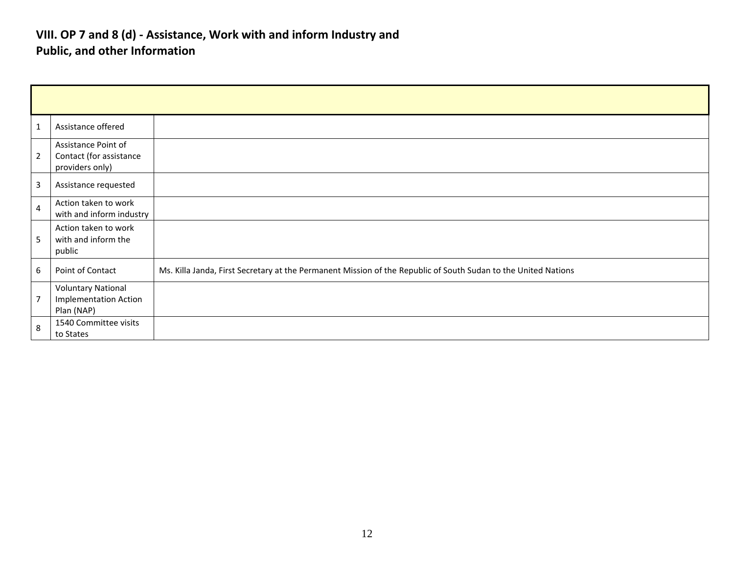## VIII. OP 7 and 8 (d) - Assistance, Work with and inform Industry and Public, and other Information

| | | |
|---|---|---|
| 1 | Assistance offered | |
| 2 | Assistance Point of Contact (for assistance providers only) | |
| 3 | Assistance requested | |
| 4 | Action taken to work with and inform industry | |
| 5 | Action taken to work with and inform the public | |
| 6 | Point of Contact | Ms. Killa Janda, First Secretary at the Permanent Mission of the Republic of South Sudan to the United Nations |
| 7 | Voluntary National Implementation Action Plan (NAP) | |
| 8 | 1540 Committee visits to States | |